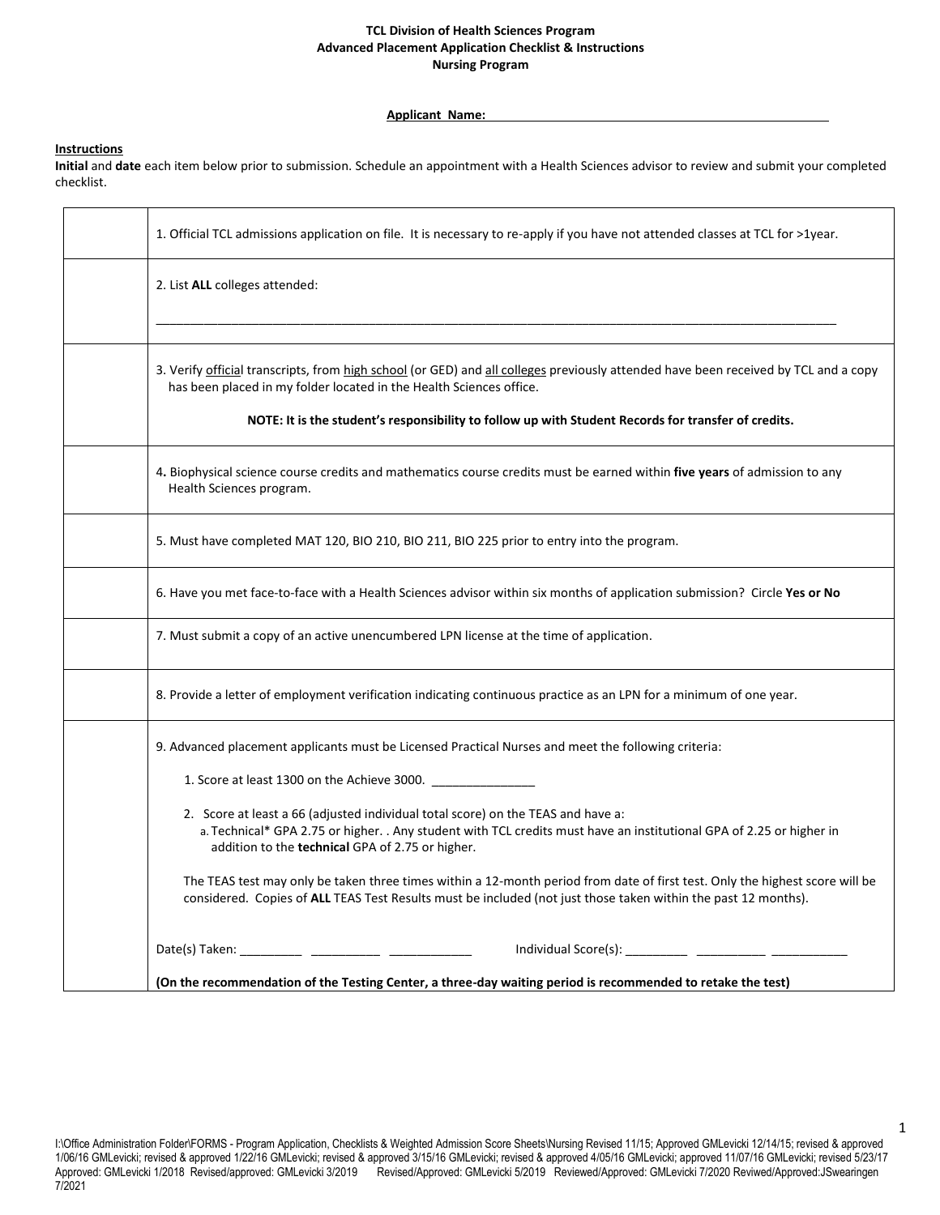**TCL Division of Health Sciences Program**
**Advanced Placement Application Checklist & Instructions**
**Nursing Program**

**Applicant Name:** ________________________________________________

**Instructions**
**Initial** and **date** each item below prior to submission. Schedule an appointment with a Health Sciences advisor to review and submit your completed checklist.

| | |
|---|---|
| | 1. Official TCL admissions application on file. It is necessary to re-apply if you have not attended classes at TCL for >1year. |
| | 2. List **ALL** colleges attended:<br><br>____________________________________________________________________________________________ |
| | 3. Verify official transcripts, from high school (or GED) and all colleges previously attended have been received by TCL and a copy has been placed in my folder located in the Health Sciences office.<br><br>**NOTE: It is the student's responsibility to follow up with Student Records for transfer of credits.** |
| | 4**.** Biophysical science course credits and mathematics course credits must be earned within **five years** of admission to any Health Sciences program. |
| | 5. Must have completed MAT 120, BIO 210, BIO 211, BIO 225 prior to entry into the program. |
| | 6. Have you met face-to-face with a Health Sciences advisor within six months of application submission? Circle **Yes or No** |
| | 7. Must submit a copy of an active unencumbered LPN license at the time of application. |
| | 8. Provide a letter of employment verification indicating continuous practice as an LPN for a minimum of one year. |
| | 9. Advanced placement applicants must be Licensed Practical Nurses and meet the following criteria:<br><br>1. Score at least 1300 on the Achieve 3000. _______________<br><br>2. Score at least a 66 (adjusted individual total score) on the TEAS and have a:<br>a. Technical* GPA 2.75 or higher. . Any student with TCL credits must have an institutional GPA of 2.25 or higher in addition to the **technical** GPA of 2.75 or higher.<br><br>The TEAS test may only be taken three times within a 12-month period from date of first test. Only the highest score will be considered. Copies of **ALL** TEAS Test Results must be included (not just those taken within the past 12 months).<br><br>Date(s) Taken: _________ __________ ____________ Individual Score(s): _________ __________ ___________<br><br>**(On the recommendation of the Testing Center, a three-day waiting period is recommended to retake the test)** |

I:\Office Administration Folder\FORMS - Program Application, Checklists & Weighted Admission Score Sheets\Nursing Revised 11/15; Approved GMLevicki 12/14/15; revised & approved 1/06/16 GMLevicki; revised & approved 1/22/16 GMLevicki; revised & approved 3/15/16 GMLevicki; revised & approved 4/05/16 GMLevicki; approved 11/07/16 GMLevicki; revised 5/23/17 Approved: GMLevicki 1/2018 Revised/approved: GMLevicki 3/2019 Revised/Approved: GMLevicki 5/2019 Reviewed/Approved: GMLevicki 7/2020 Reviwed/Approved:JSwearingen 7/2021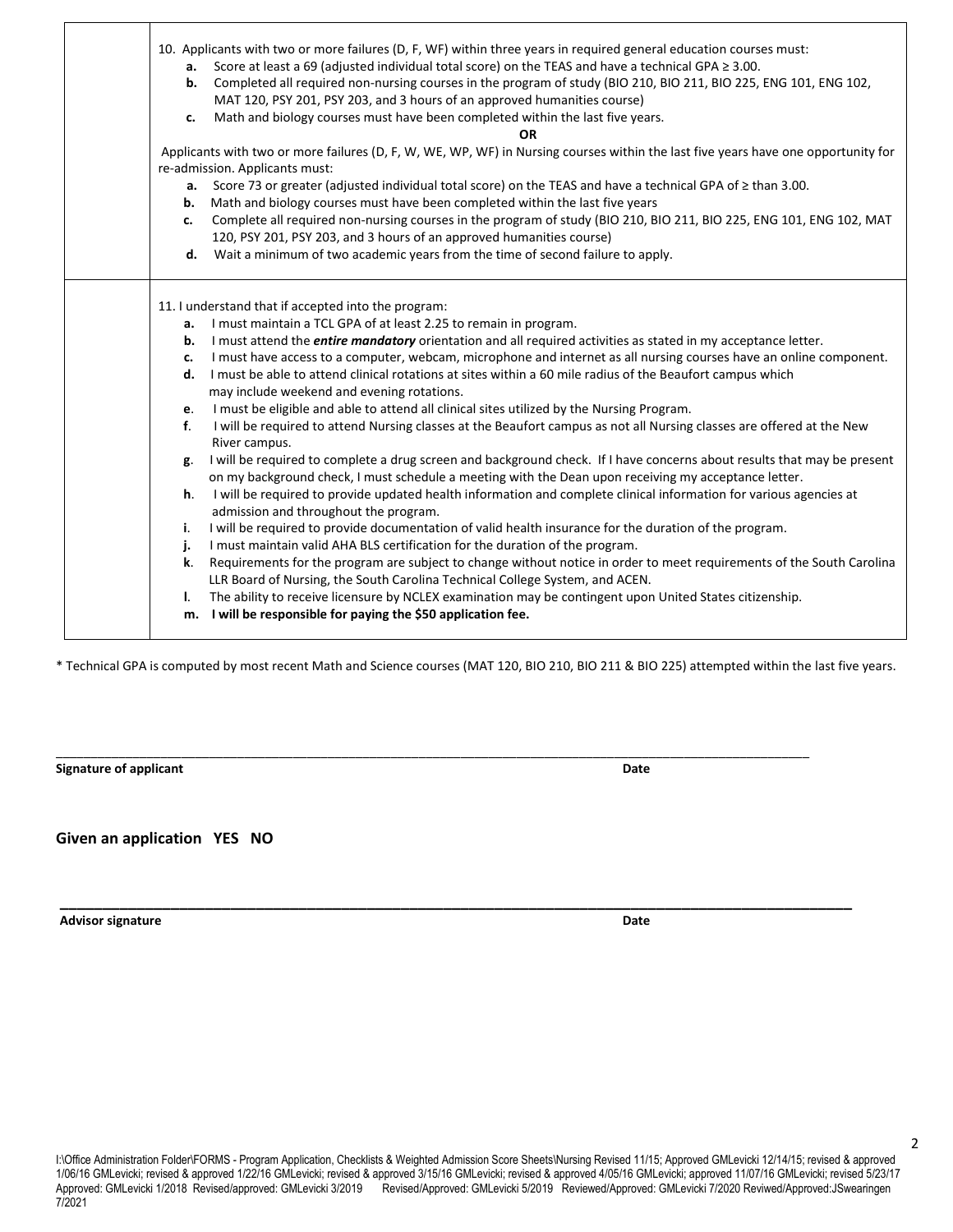| | |
|---|---|
| | 10. Applicants with two or more failures (D, F, WF) within three years in required general education courses must:<br>**a.** Score at least a 69 (adjusted individual total score) on the TEAS and have a technical GPA ≥ 3.00.<br>**b.** Completed all required non-nursing courses in the program of study (BIO 210, BIO 211, BIO 225, ENG 101, ENG 102, MAT 120, PSY 201, PSY 203, and 3 hours of an approved humanities course)<br>**c.** Math and biology courses must have been completed within the last five years.<br>**OR**<br>Applicants with two or more failures (D, F, W, WE, WP, WF) in Nursing courses within the last five years have one opportunity for re-admission. Applicants must:<br>**a.** Score 73 or greater (adjusted individual total score) on the TEAS and have a technical GPA of ≥ than 3.00.<br>**b.** Math and biology courses must have been completed within the last five years<br>**c.** Complete all required non-nursing courses in the program of study (BIO 210, BIO 211, BIO 225, ENG 101, ENG 102, MAT 120, PSY 201, PSY 203, and 3 hours of an approved humanities course)<br>**d.** Wait a minimum of two academic years from the time of second failure to apply. |
| | 11. I understand that if accepted into the program:<br>**a.** I must maintain a TCL GPA of at least 2.25 to remain in program.<br>**b.** I must attend the ***entire mandatory*** orientation and all required activities as stated in my acceptance letter.<br>**c.** I must have access to a computer, webcam, microphone and internet as all nursing courses have an online component.<br>**d.** I must be able to attend clinical rotations at sites within a 60 mile radius of the Beaufort campus which may include weekend and evening rotations.<br>**e.** I must be eligible and able to attend all clinical sites utilized by the Nursing Program.<br>**f.** I will be required to attend Nursing classes at the Beaufort campus as not all Nursing classes are offered at the New River campus.<br>**g.** I will be required to complete a drug screen and background check. If I have concerns about results that may be present on my background check, I must schedule a meeting with the Dean upon receiving my acceptance letter.<br>**h.** I will be required to provide updated health information and complete clinical information for various agencies at admission and throughout the program.<br>**i.** I will be required to provide documentation of valid health insurance for the duration of the program.<br>**j.** I must maintain valid AHA BLS certification for the duration of the program.<br>**k.** Requirements for the program are subject to change without notice in order to meet requirements of the South Carolina LLR Board of Nursing, the South Carolina Technical College System, and ACEN.<br>**l.** The ability to receive licensure by NCLEX examination may be contingent upon United States citizenship.<br>**m. I will be responsible for paying the $50 application fee.** |

* Technical GPA is computed by most recent Math and Science courses (MAT 120, BIO 210, BIO 211 & BIO 225) attempted within the last five years.

_______________________________________________

**Signature of applicant** **Date**

**Given an application YES NO**

_______________________________________________

**Advisor signature** **Date**

I:\Office Administration Folder\FORMS - Program Application, Checklists & Weighted Admission Score Sheets\Nursing Revised 11/15; Approved GMLevicki 12/14/15; revised & approved 1/06/16 GMLevicki; revised & approved 1/22/16 GMLevicki; revised & approved 3/15/16 GMLevicki; revised & approved 4/05/16 GMLevicki; approved 11/07/16 GMLevicki; revised 5/23/17 Approved: GMLevicki 1/2018 Revised/approved: GMLevicki 3/2019 Revised/Approved: GMLevicki 5/2019 Reviewed/Approved: GMLevicki 7/2020 Reviwed/Approved:JSwearingen 7/2021